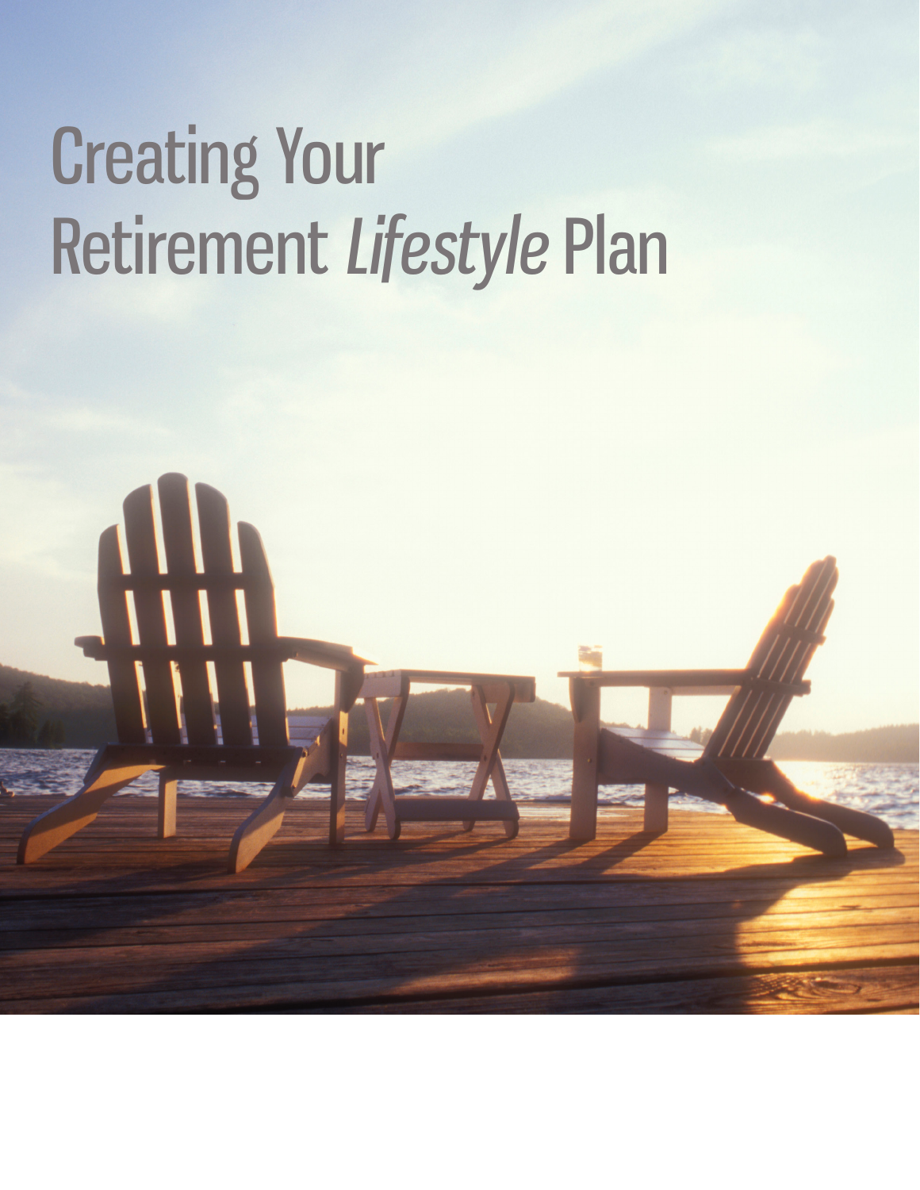# Creating Your Retirement *Lifestyle* Plan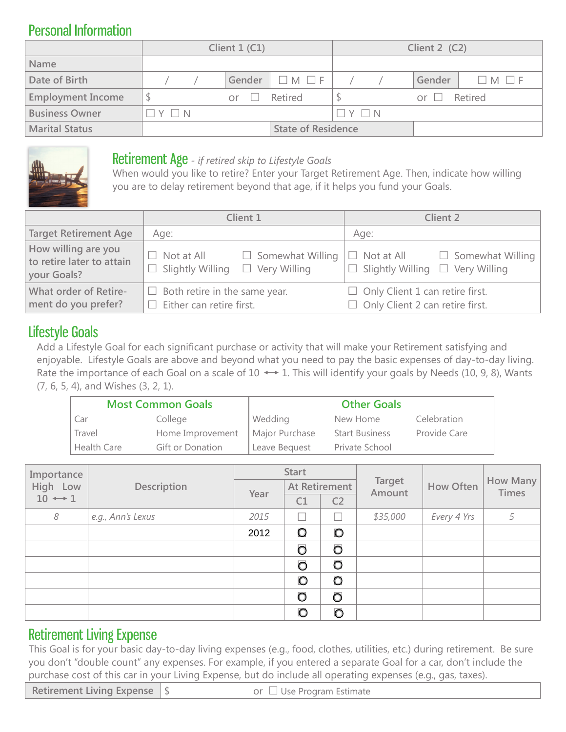## Personal Information

| | Client 1 (C1) | | | Client 2 (C2) | | |
|---|---|---|---|---|---|---|
| Name | | | | | | |
| Date of Birth | / / | Gender | ☐ M ☐ F | / / | Gender | ☐ M ☐ F |
| Employment Income | $ | or ☐ Retired | | $ | or ☐ Retired | |
| Business Owner | ☐ Y ☐ N | | | ☐ Y ☐ N | | |
| Marital Status | | State of Residence | | | | |

## Retirement Age - *if retired skip to Lifestyle Goals*

When would you like to retire? Enter your Target Retirement Age. Then, indicate how willing you are to delay retirement beyond that age, if it helps you fund your Goals.

| | Client 1 | Client 2 |
|---|---|---|
| Target Retirement Age | Age: | Age: |
| How willing are you to retire later to attain your Goals? | ☐ Not at All ☐ Somewhat Willing ☐ Slightly Willing ☐ Very Willing | ☐ Not at All ☐ Somewhat Willing ☐ Slightly Willing ☐ Very Willing |
| What order of Retirement do you prefer? | ☐ Both retire in the same year. ☐ Either can retire first. | ☐ Only Client 1 can retire first. ☐ Only Client 2 can retire first. |

## Lifestyle Goals

Add a Lifestyle Goal for each significant purchase or activity that will make your Retirement satisfying and enjoyable. Lifestyle Goals are above and beyond what you need to pay the basic expenses of day-to-day living. Rate the importance of each Goal on a scale of 10 ⟷ 1. This will identify your goals by Needs (10, 9, 8), Wants (7, 6, 5, 4), and Wishes (3, 2, 1).

| Most Common Goals | | Other Goals | | |
|---|---|---|---|---|
| Car | College | Wedding | New Home | Celebration |
| Travel | Home Improvement | Major Purchase | Start Business | Provide Care |
| Health Care | Gift or Donation | Leave Bequest | Private School | |

| Importance High Low 10 ⟷ 1 | Description | Start | | | Target Amount | How Often | How Many Times |
|---|---|---|---|---|---|---|---|
| | | Year | At Retirement | | | | |
| | | | C1 | C2 | | | |
| *8* | *e.g., Ann's Lexus* | *2015* | ☐ | ☐ | *$35,000* | *Every 4 Yrs* | *5* |
| | | 2012 | ○ | ○ | | | |
| | | | ○ | ○ | | | |
| | | | ○ | ○ | | | |
| | | | ○ | ○ | | | |
| | | | ○ | ○ | | | |
| | | | ○ | ○ | | | |

## Retirement Living Expense

This Goal is for your basic day-to-day living expenses (e.g., food, clothes, utilities, etc.) during retirement. Be sure you don't "double count" any expenses. For example, if you entered a separate Goal for a car, don't include the purchase cost of this car in your Living Expense, but do include all operating expenses (e.g., gas, taxes).

| Retirement Living Expense | $ or ☐ Use Program Estimate |
|---|---|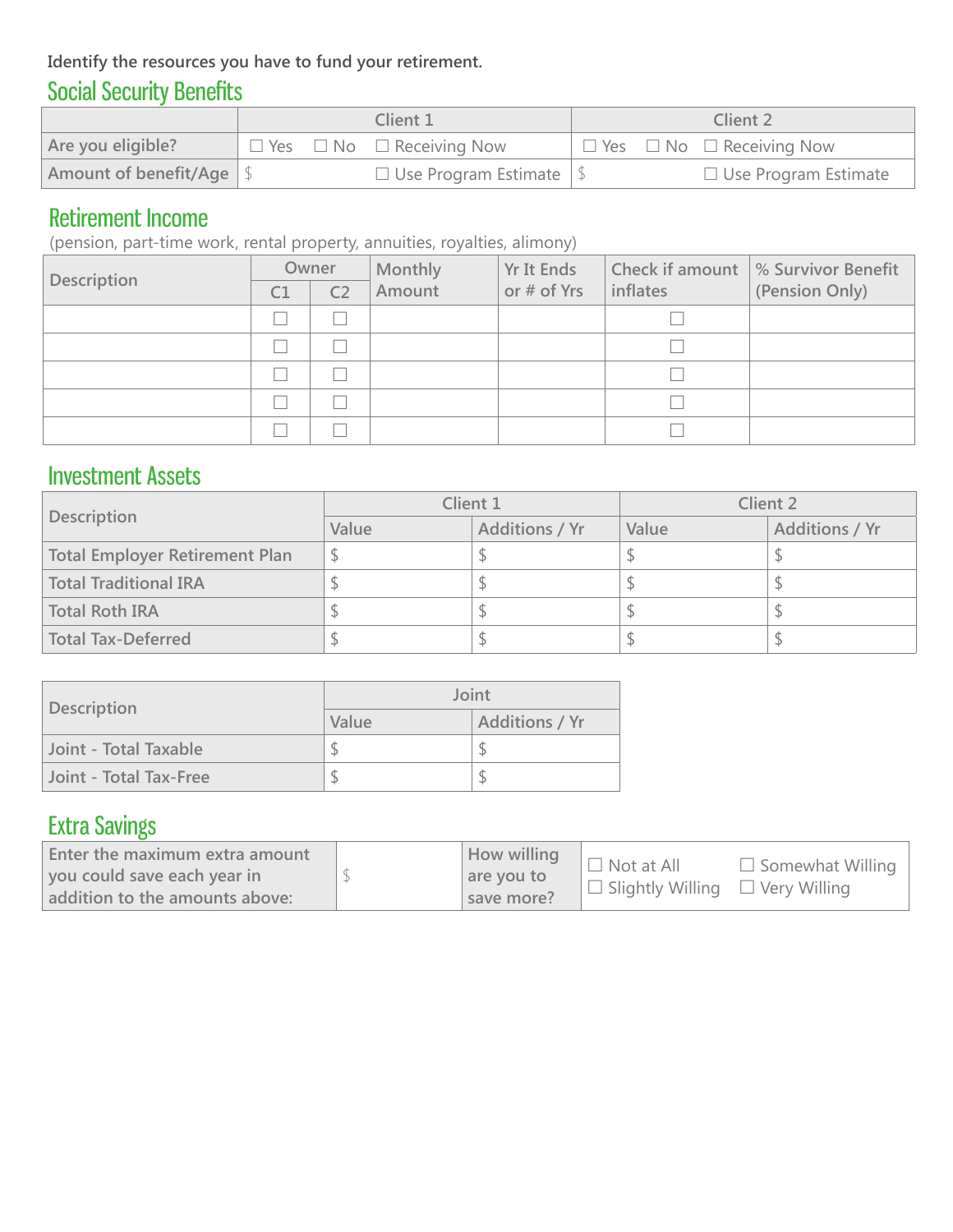Identify the resources you have to fund your retirement.

## Social Security Benefits

| | Client 1 | Client 2 |
|---|---|---|
| Are you eligible? | ☐ Yes ☐ No ☐ Receiving Now | ☐ Yes ☐ No ☐ Receiving Now |
| Amount of benefit/Age | $ ☐ Use Program Estimate | $ ☐ Use Program Estimate |

## Retirement Income

(pension, part-time work, rental property, annuities, royalties, alimony)

| Description | Owner | | Monthly Amount | Yr It Ends or # of Yrs | Check if amount inflates | % Survivor Benefit (Pension Only) |
|---|---|---|---|---|---|---|
| | C1 | C2 | | | | |
| | ☐ | ☐ | | | ☐ | |
| | ☐ | ☐ | | | ☐ | |
| | ☐ | ☐ | | | ☐ | |
| | ☐ | ☐ | | | ☐ | |
| | ☐ | ☐ | | | ☐ | |

## Investment Assets

| Description | Client 1 | | Client 2 | |
|---|---|---|---|---|
| | Value | Additions / Yr | Value | Additions / Yr |
| Total Employer Retirement Plan | $ | $ | $ | $ |
| Total Traditional IRA | $ | $ | $ | $ |
| Total Roth IRA | $ | $ | $ | $ |
| Total Tax-Deferred | $ | $ | $ | $ |

| Description | Joint | |
|---|---|---|
| | Value | Additions / Yr |
| Joint - Total Taxable | $ | $ |
| Joint - Total Tax-Free | $ | $ |

## Extra Savings

| | | | |
|---|---|---|---|
| Enter the maximum extra amount you could save each year in addition to the amounts above: | $ | How willing are you to save more? | ☐ Not at All ☐ Somewhat Willing ☐ Slightly Willing ☐ Very Willing |